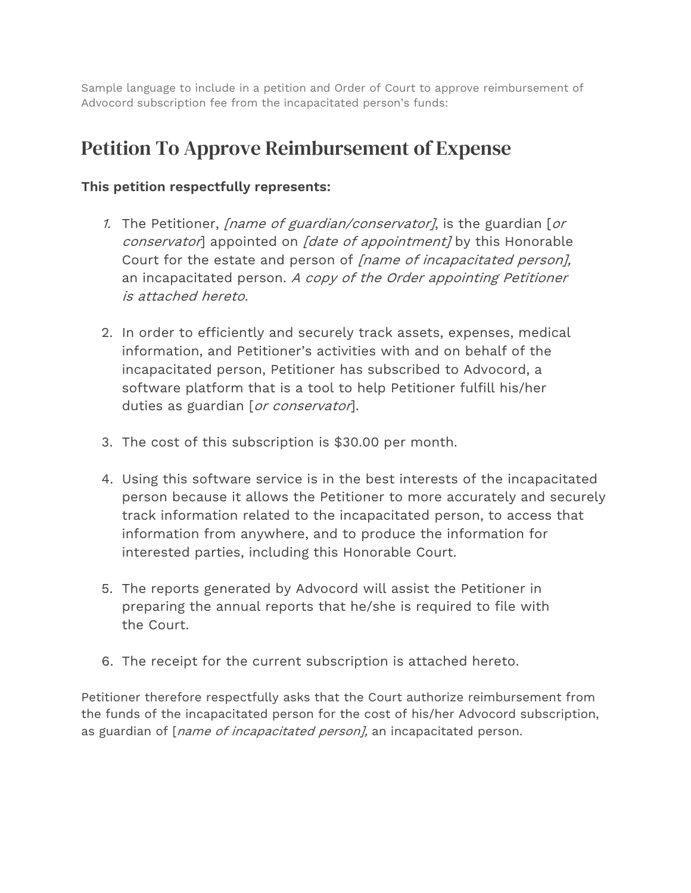Sample language to include in a petition and Order of Court to approve reimbursement of Advocord subscription fee from the incapacitated person's funds:

# Petition To Approve Reimbursement of Expense

**This petition respectfully represents:**

1. The Petitioner, *[name of guardian/conservator]*, is the guardian [*or conservator*] appointed on *[date of appointment]* by this Honorable Court for the estate and person of *[name of incapacitated person],* an incapacitated person. *A copy of the Order appointing Petitioner is attached hereto.*

2. In order to efficiently and securely track assets, expenses, medical information, and Petitioner's activities with and on behalf of the incapacitated person, Petitioner has subscribed to Advocord, a software platform that is a tool to help Petitioner fulfill his/her duties as guardian [*or conservator*].

3. The cost of this subscription is $30.00 per month.

4. Using this software service is in the best interests of the incapacitated person because it allows the Petitioner to more accurately and securely track information related to the incapacitated person, to access that information from anywhere, and to produce the information for interested parties, including this Honorable Court.

5. The reports generated by Advocord will assist the Petitioner in preparing the annual reports that he/she is required to file with the Court.

6. The receipt for the current subscription is attached hereto.

Petitioner therefore respectfully asks that the Court authorize reimbursement from the funds of the incapacitated person for the cost of his/her Advocord subscription, as guardian of [*name of incapacitated person],* an incapacitated person.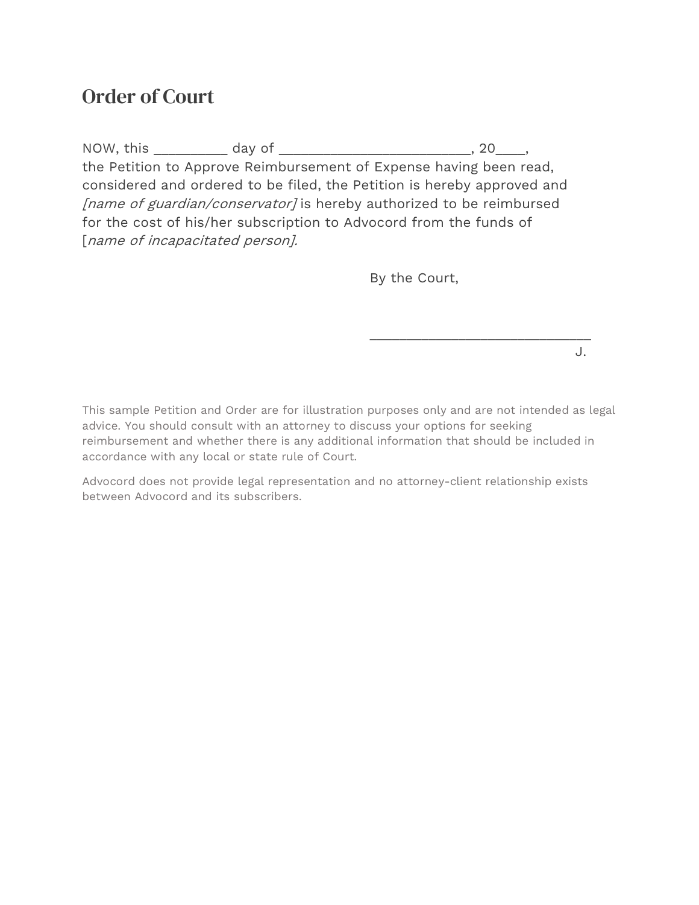# Order of Court

NOW, this __________ day of _________________________, 20____, the Petition to Approve Reimbursement of Expense having been read, considered and ordered to be filed, the Petition is hereby approved and *[name of guardian/conservator]* is hereby authorized to be reimbursed for the cost of his/her subscription to Advocord from the funds of [*name of incapacitated person].*

By the Court,

_____________________________ J.

This sample Petition and Order are for illustration purposes only and are not intended as legal advice. You should consult with an attorney to discuss your options for seeking reimbursement and whether there is any additional information that should be included in accordance with any local or state rule of Court.

Advocord does not provide legal representation and no attorney-client relationship exists between Advocord and its subscribers.